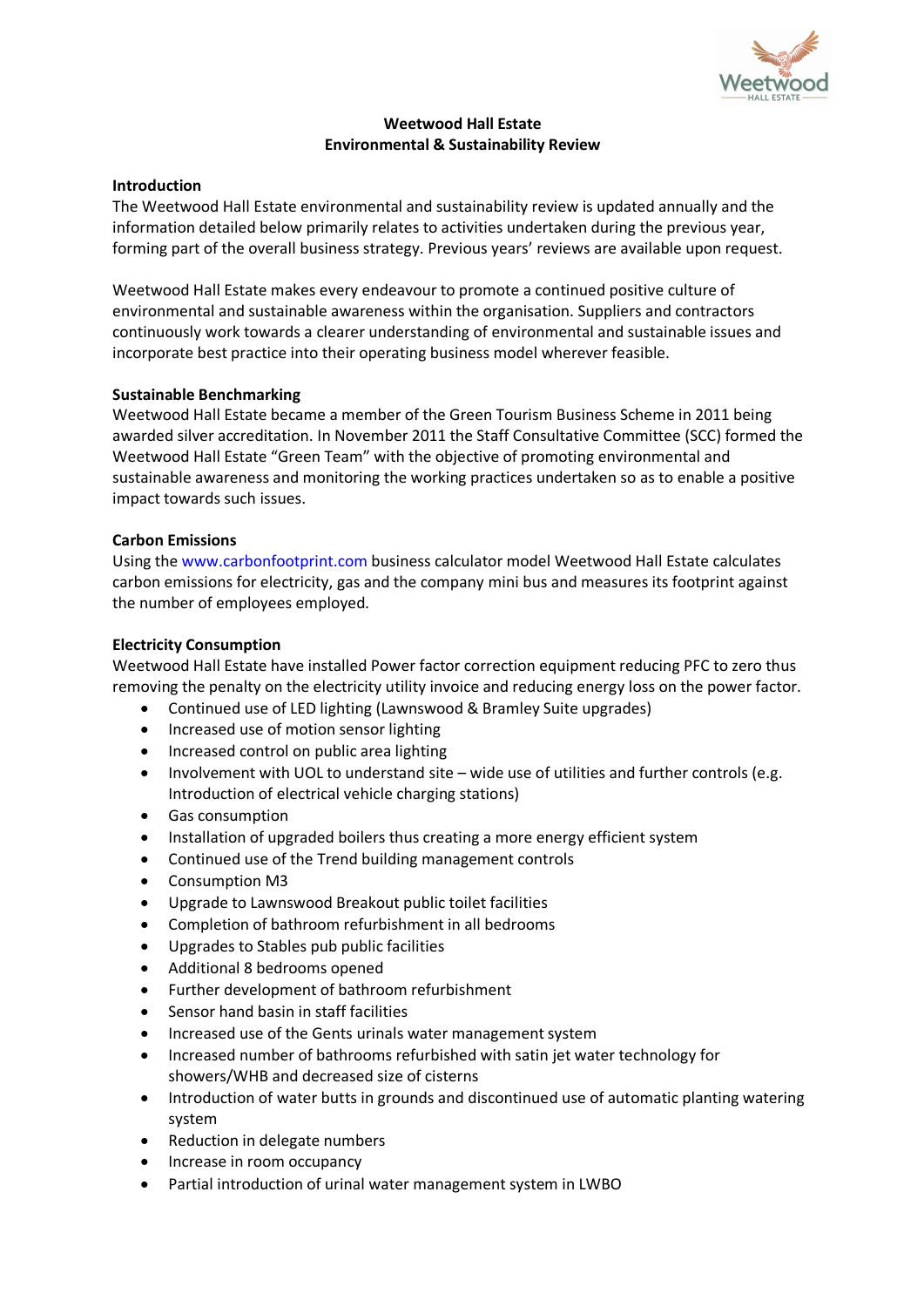# Weetwood Hall Estate
## Environmental & Sustainability Review

**Introduction**

The Weetwood Hall Estate environmental and sustainability review is updated annually and the information detailed below primarily relates to activities undertaken during the previous year, forming part of the overall business strategy. Previous years' reviews are available upon request.

Weetwood Hall Estate makes every endeavour to promote a continued positive culture of environmental and sustainable awareness within the organisation. Suppliers and contractors continuously work towards a clearer understanding of environmental and sustainable issues and incorporate best practice into their operating business model wherever feasible.

**Sustainable Benchmarking**

Weetwood Hall Estate became a member of the Green Tourism Business Scheme in 2011 being awarded silver accreditation. In November 2011 the Staff Consultative Committee (SCC) formed the Weetwood Hall Estate "Green Team" with the objective of promoting environmental and sustainable awareness and monitoring the working practices undertaken so as to enable a positive impact towards such issues.

**Carbon Emissions**

Using the www.carbonfootprint.com business calculator model Weetwood Hall Estate calculates carbon emissions for electricity, gas and the company mini bus and measures its footprint against the number of employees employed.

**Electricity Consumption**

Weetwood Hall Estate have installed Power factor correction equipment reducing PFC to zero thus removing the penalty on the electricity utility invoice and reducing energy loss on the power factor.

- Continued use of LED lighting (Lawnswood & Bramley Suite upgrades)
- Increased use of motion sensor lighting
- Increased control on public area lighting
- Involvement with UOL to understand site – wide use of utilities and further controls (e.g. Introduction of electrical vehicle charging stations)
- Gas consumption
- Installation of upgraded boilers thus creating a more energy efficient system
- Continued use of the Trend building management controls
- Consumption M3
- Upgrade to Lawnswood Breakout public toilet facilities
- Completion of bathroom refurbishment in all bedrooms
- Upgrades to Stables pub public facilities
- Additional 8 bedrooms opened
- Further development of bathroom refurbishment
- Sensor hand basin in staff facilities
- Increased use of the Gents urinals water management system
- Increased number of bathrooms refurbished with satin jet water technology for showers/WHB and decreased size of cisterns
- Introduction of water butts in grounds and discontinued use of automatic planting watering system
- Reduction in delegate numbers
- Increase in room occupancy
- Partial introduction of urinal water management system in LWBO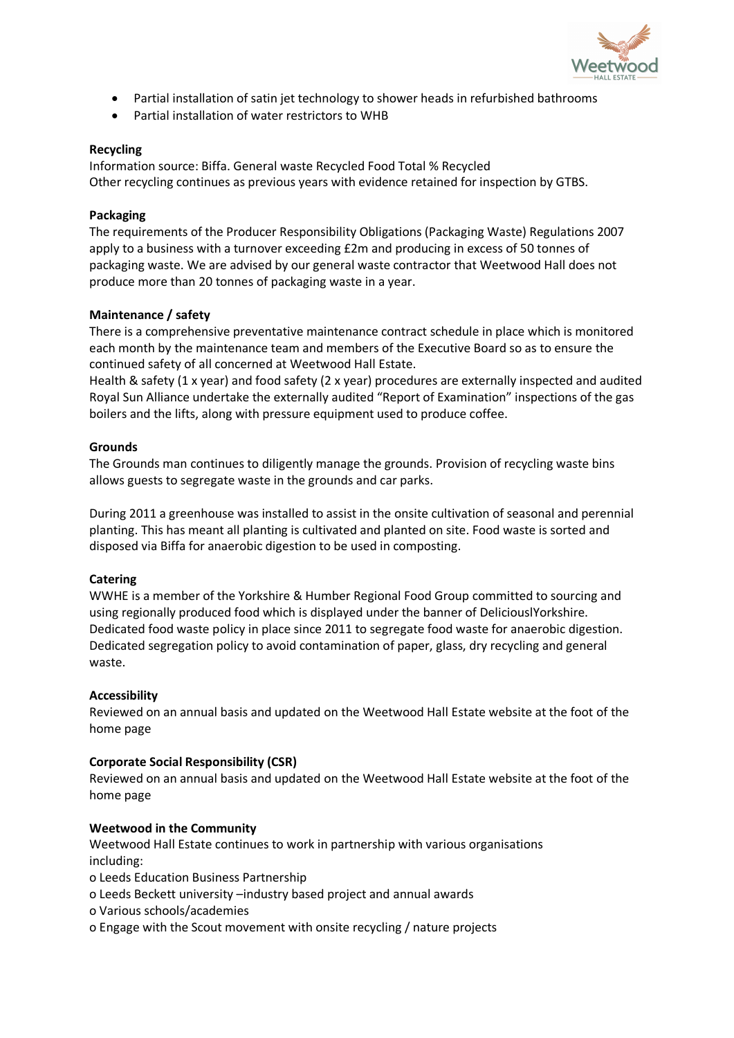- Partial installation of satin jet technology to shower heads in refurbished bathrooms
- Partial installation of water restrictors to WHB

**Recycling**

Information source: Biffa. General waste Recycled Food Total % Recycled
Other recycling continues as previous years with evidence retained for inspection by GTBS.

**Packaging**

The requirements of the Producer Responsibility Obligations (Packaging Waste) Regulations 2007 apply to a business with a turnover exceeding £2m and producing in excess of 50 tonnes of packaging waste. We are advised by our general waste contractor that Weetwood Hall does not produce more than 20 tonnes of packaging waste in a year.

**Maintenance / safety**

There is a comprehensive preventative maintenance contract schedule in place which is monitored each month by the maintenance team and members of the Executive Board so as to ensure the continued safety of all concerned at Weetwood Hall Estate.
Health & safety (1 x year) and food safety (2 x year) procedures are externally inspected and audited Royal Sun Alliance undertake the externally audited "Report of Examination" inspections of the gas boilers and the lifts, along with pressure equipment used to produce coffee.

**Grounds**

The Grounds man continues to diligently manage the grounds. Provision of recycling waste bins allows guests to segregate waste in the grounds and car parks.

During 2011 a greenhouse was installed to assist in the onsite cultivation of seasonal and perennial planting. This has meant all planting is cultivated and planted on site. Food waste is sorted and disposed via Biffa for anaerobic digestion to be used in composting.

**Catering**

WWHE is a member of the Yorkshire & Humber Regional Food Group committed to sourcing and using regionally produced food which is displayed under the banner of DeliciouslYorkshire.
Dedicated food waste policy in place since 2011 to segregate food waste for anaerobic digestion.
Dedicated segregation policy to avoid contamination of paper, glass, dry recycling and general waste.

**Accessibility**

Reviewed on an annual basis and updated on the Weetwood Hall Estate website at the foot of the home page

**Corporate Social Responsibility (CSR)**

Reviewed on an annual basis and updated on the Weetwood Hall Estate website at the foot of the home page

**Weetwood in the Community**

Weetwood Hall Estate continues to work in partnership with various organisations including:

- Leeds Education Business Partnership
- Leeds Beckett university –industry based project and annual awards
- Various schools/academies
- Engage with the Scout movement with onsite recycling / nature projects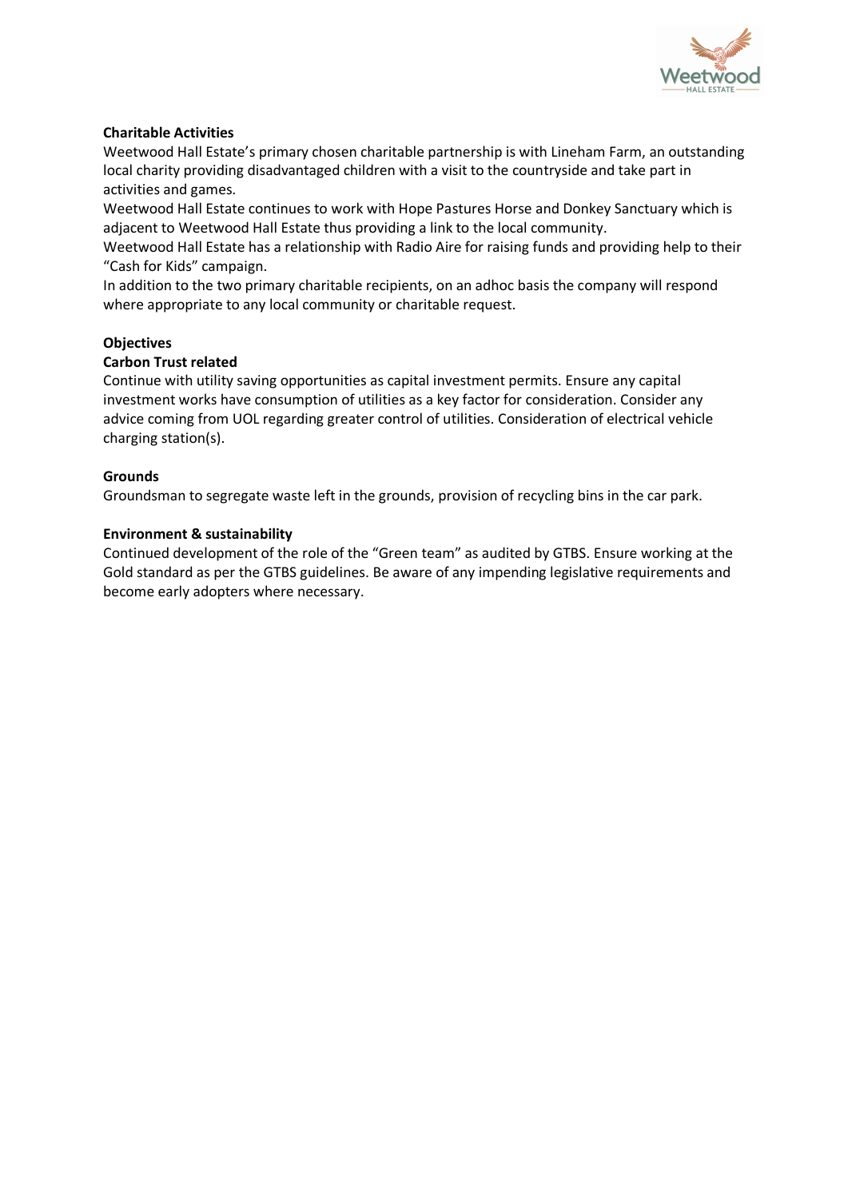**Charitable Activities**

Weetwood Hall Estate's primary chosen charitable partnership is with Lineham Farm, an outstanding local charity providing disadvantaged children with a visit to the countryside and take part in activities and games.

Weetwood Hall Estate continues to work with Hope Pastures Horse and Donkey Sanctuary which is adjacent to Weetwood Hall Estate thus providing a link to the local community.

Weetwood Hall Estate has a relationship with Radio Aire for raising funds and providing help to their "Cash for Kids" campaign.

In addition to the two primary charitable recipients, on an adhoc basis the company will respond where appropriate to any local community or charitable request.

**Objectives**

**Carbon Trust related**

Continue with utility saving opportunities as capital investment permits. Ensure any capital investment works have consumption of utilities as a key factor for consideration. Consider any advice coming from UOL regarding greater control of utilities. Consideration of electrical vehicle charging station(s).

**Grounds**

Groundsman to segregate waste left in the grounds, provision of recycling bins in the car park.

**Environment & sustainability**

Continued development of the role of the "Green team" as audited by GTBS. Ensure working at the Gold standard as per the GTBS guidelines. Be aware of any impending legislative requirements and become early adopters where necessary.